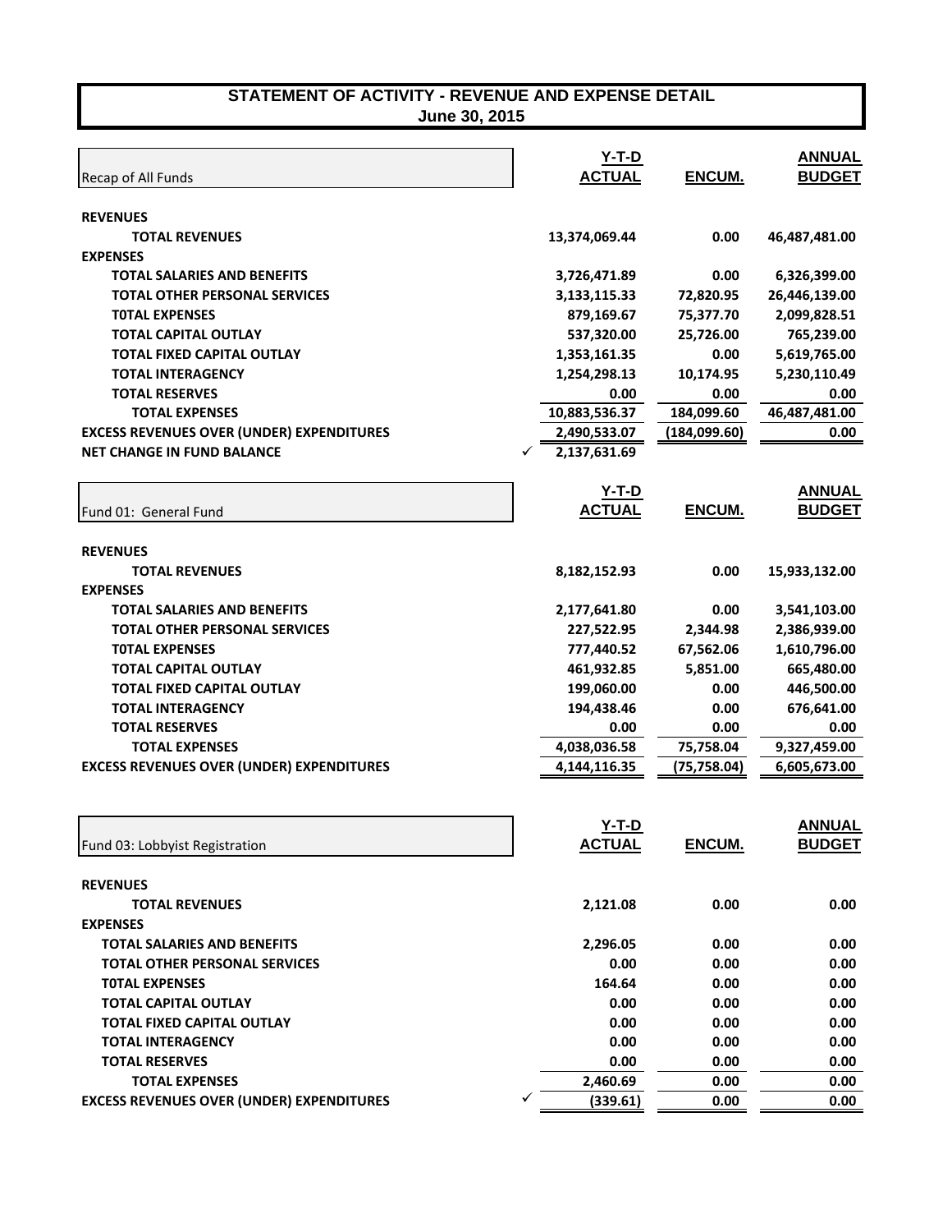# STATEMENT OF ACTIVITY - REVENUE AND EXPENSE DETAIL
## June 30, 2015

| Recap of All Funds | Y-T-D ACTUAL | ENCUM. | ANNUAL BUDGET |
|---|---|---|---|
| **REVENUES** | | | |
| **TOTAL REVENUES** | 13,374,069.44 | 0.00 | 46,487,481.00 |
| **EXPENSES** | | | |
| **TOTAL SALARIES AND BENEFITS** | 3,726,471.89 | 0.00 | 6,326,399.00 |
| **TOTAL OTHER PERSONAL SERVICES** | 3,133,115.33 | 72,820.95 | 26,446,139.00 |
| **T0TAL EXPENSES** | 879,169.67 | 75,377.70 | 2,099,828.51 |
| **TOTAL CAPITAL OUTLAY** | 537,320.00 | 25,726.00 | 765,239.00 |
| **TOTAL FIXED CAPITAL OUTLAY** | 1,353,161.35 | 0.00 | 5,619,765.00 |
| **TOTAL INTERAGENCY** | 1,254,298.13 | 10,174.95 | 5,230,110.49 |
| **TOTAL RESERVES** | 0.00 | 0.00 | 0.00 |
| **TOTAL EXPENSES** | 10,883,536.37 | 184,099.60 | 46,487,481.00 |
| **EXCESS REVENUES OVER (UNDER) EXPENDITURES** | 2,490,533.07 | (184,099.60) | 0.00 |
| **NET CHANGE IN FUND BALANCE** | ✓ 2,137,631.69 | | |

| Fund 01: General Fund | Y-T-D ACTUAL | ENCUM. | ANNUAL BUDGET |
|---|---|---|---|
| **REVENUES** | | | |
| **TOTAL REVENUES** | 8,182,152.93 | 0.00 | 15,933,132.00 |
| **EXPENSES** | | | |
| **TOTAL SALARIES AND BENEFITS** | 2,177,641.80 | 0.00 | 3,541,103.00 |
| **TOTAL OTHER PERSONAL SERVICES** | 227,522.95 | 2,344.98 | 2,386,939.00 |
| **T0TAL EXPENSES** | 777,440.52 | 67,562.06 | 1,610,796.00 |
| **TOTAL CAPITAL OUTLAY** | 461,932.85 | 5,851.00 | 665,480.00 |
| **TOTAL FIXED CAPITAL OUTLAY** | 199,060.00 | 0.00 | 446,500.00 |
| **TOTAL INTERAGENCY** | 194,438.46 | 0.00 | 676,641.00 |
| **TOTAL RESERVES** | 0.00 | 0.00 | 0.00 |
| **TOTAL EXPENSES** | 4,038,036.58 | 75,758.04 | 9,327,459.00 |
| **EXCESS REVENUES OVER (UNDER) EXPENDITURES** | 4,144,116.35 | (75,758.04) | 6,605,673.00 |

| Fund 03: Lobbyist Registration | Y-T-D ACTUAL | ENCUM. | ANNUAL BUDGET |
|---|---|---|---|
| **REVENUES** | | | |
| **TOTAL REVENUES** | 2,121.08 | 0.00 | 0.00 |
| **EXPENSES** | | | |
| **TOTAL SALARIES AND BENEFITS** | 2,296.05 | 0.00 | 0.00 |
| **TOTAL OTHER PERSONAL SERVICES** | 0.00 | 0.00 | 0.00 |
| **T0TAL EXPENSES** | 164.64 | 0.00 | 0.00 |
| **TOTAL CAPITAL OUTLAY** | 0.00 | 0.00 | 0.00 |
| **TOTAL FIXED CAPITAL OUTLAY** | 0.00 | 0.00 | 0.00 |
| **TOTAL INTERAGENCY** | 0.00 | 0.00 | 0.00 |
| **TOTAL RESERVES** | 0.00 | 0.00 | 0.00 |
| **TOTAL EXPENSES** | 2,460.69 | 0.00 | 0.00 |
| **EXCESS REVENUES OVER (UNDER) EXPENDITURES** | ✓ (339.61) | 0.00 | 0.00 |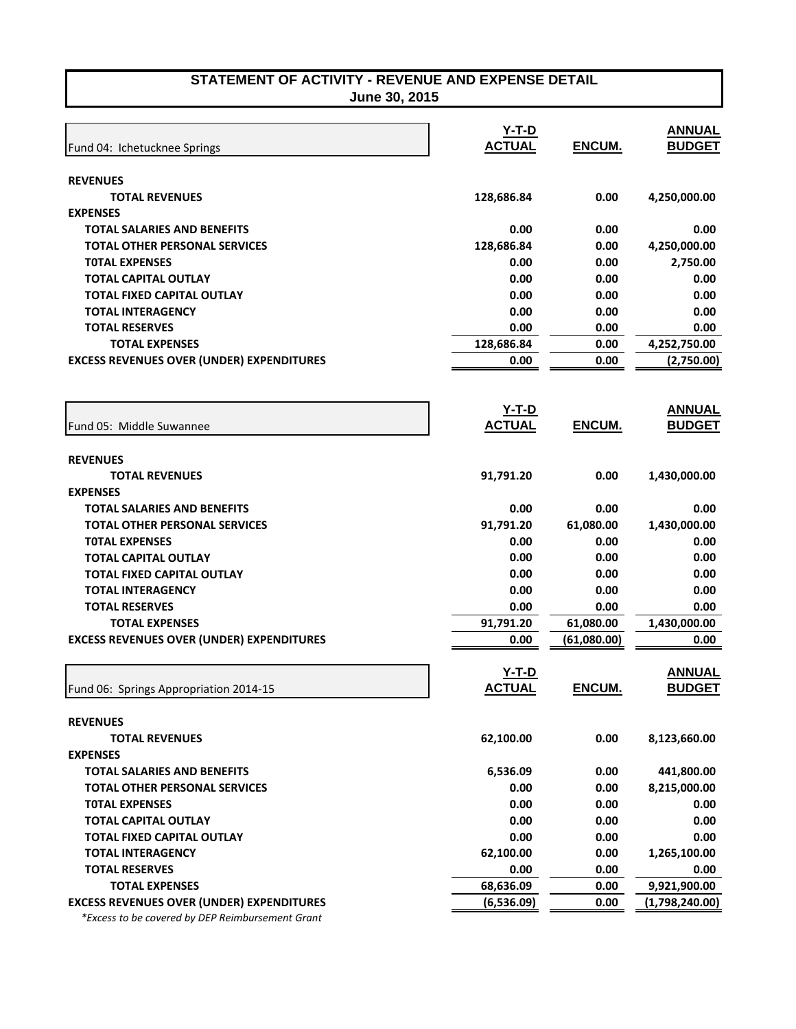# STATEMENT OF ACTIVITY - REVENUE AND EXPENSE DETAIL
## June 30, 2015

| Fund 04: Ichetucknee Springs | Y-T-D ACTUAL | ENCUM. | ANNUAL BUDGET |
|---|---|---|---|
| **REVENUES** | | | |
| **TOTAL REVENUES** | **128,686.84** | **0.00** | **4,250,000.00** |
| **EXPENSES** | | | |
| **TOTAL SALARIES AND BENEFITS** | **0.00** | **0.00** | **0.00** |
| **TOTAL OTHER PERSONAL SERVICES** | **128,686.84** | **0.00** | **4,250,000.00** |
| **T0TAL EXPENSES** | **0.00** | **0.00** | **2,750.00** |
| **TOTAL CAPITAL OUTLAY** | **0.00** | **0.00** | **0.00** |
| **TOTAL FIXED CAPITAL OUTLAY** | **0.00** | **0.00** | **0.00** |
| **TOTAL INTERAGENCY** | **0.00** | **0.00** | **0.00** |
| **TOTAL RESERVES** | **0.00** | **0.00** | **0.00** |
| **TOTAL EXPENSES** | **128,686.84** | **0.00** | **4,252,750.00** |
| **EXCESS REVENUES OVER (UNDER) EXPENDITURES** | **0.00** | **0.00** | **(2,750.00)** |

| Fund 05: Middle Suwannee | Y-T-D ACTUAL | ENCUM. | ANNUAL BUDGET |
|---|---|---|---|
| **REVENUES** | | | |
| **TOTAL REVENUES** | **91,791.20** | **0.00** | **1,430,000.00** |
| **EXPENSES** | | | |
| **TOTAL SALARIES AND BENEFITS** | **0.00** | **0.00** | **0.00** |
| **TOTAL OTHER PERSONAL SERVICES** | **91,791.20** | **61,080.00** | **1,430,000.00** |
| **T0TAL EXPENSES** | **0.00** | **0.00** | **0.00** |
| **TOTAL CAPITAL OUTLAY** | **0.00** | **0.00** | **0.00** |
| **TOTAL FIXED CAPITAL OUTLAY** | **0.00** | **0.00** | **0.00** |
| **TOTAL INTERAGENCY** | **0.00** | **0.00** | **0.00** |
| **TOTAL RESERVES** | **0.00** | **0.00** | **0.00** |
| **TOTAL EXPENSES** | **91,791.20** | **61,080.00** | **1,430,000.00** |
| **EXCESS REVENUES OVER (UNDER) EXPENDITURES** | **0.00** | **(61,080.00)** | **0.00** |

| Fund 06: Springs Appropriation 2014-15 | Y-T-D ACTUAL | ENCUM. | ANNUAL BUDGET |
|---|---|---|---|
| **REVENUES** | | | |
| **TOTAL REVENUES** | **62,100.00** | **0.00** | **8,123,660.00** |
| **EXPENSES** | | | |
| **TOTAL SALARIES AND BENEFITS** | **6,536.09** | **0.00** | **441,800.00** |
| **TOTAL OTHER PERSONAL SERVICES** | **0.00** | **0.00** | **8,215,000.00** |
| **T0TAL EXPENSES** | **0.00** | **0.00** | **0.00** |
| **TOTAL CAPITAL OUTLAY** | **0.00** | **0.00** | **0.00** |
| **TOTAL FIXED CAPITAL OUTLAY** | **0.00** | **0.00** | **0.00** |
| **TOTAL INTERAGENCY** | **62,100.00** | **0.00** | **1,265,100.00** |
| **TOTAL RESERVES** | **0.00** | **0.00** | **0.00** |
| **TOTAL EXPENSES** | **68,636.09** | **0.00** | **9,921,900.00** |
| **EXCESS REVENUES OVER (UNDER) EXPENDITURES** | **(6,536.09)** | **0.00** | **(1,798,240.00)** |

*\*Excess to be covered by DEP Reimbursement Grant*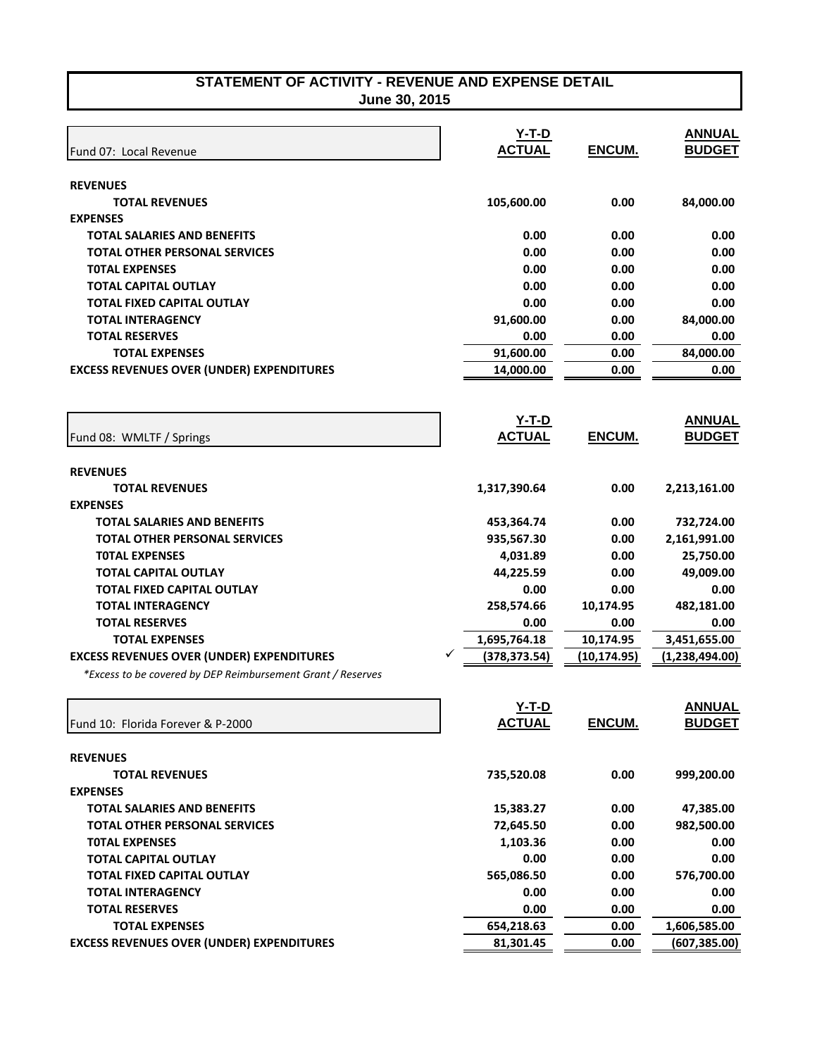# STATEMENT OF ACTIVITY - REVENUE AND EXPENSE DETAIL
## June 30, 2015

| Fund 07: Local Revenue | Y-T-D ACTUAL | ENCUM. | ANNUAL BUDGET |
|---|---|---|---|
| **REVENUES** | | | |
| **TOTAL REVENUES** | **105,600.00** | **0.00** | **84,000.00** |
| **EXPENSES** | | | |
| **TOTAL SALARIES AND BENEFITS** | **0.00** | **0.00** | **0.00** |
| **TOTAL OTHER PERSONAL SERVICES** | **0.00** | **0.00** | **0.00** |
| **T0TAL EXPENSES** | **0.00** | **0.00** | **0.00** |
| **TOTAL CAPITAL OUTLAY** | **0.00** | **0.00** | **0.00** |
| **TOTAL FIXED CAPITAL OUTLAY** | **0.00** | **0.00** | **0.00** |
| **TOTAL INTERAGENCY** | **91,600.00** | **0.00** | **84,000.00** |
| **TOTAL RESERVES** | **0.00** | **0.00** | **0.00** |
| **TOTAL EXPENSES** | **91,600.00** | **0.00** | **84,000.00** |
| **EXCESS REVENUES OVER (UNDER) EXPENDITURES** | **14,000.00** | **0.00** | **0.00** |

| Fund 08: WMLTF / Springs | Y-T-D ACTUAL | ENCUM. | ANNUAL BUDGET |
|---|---|---|---|
| **REVENUES** | | | |
| **TOTAL REVENUES** | **1,317,390.64** | **0.00** | **2,213,161.00** |
| **EXPENSES** | | | |
| **TOTAL SALARIES AND BENEFITS** | **453,364.74** | **0.00** | **732,724.00** |
| **TOTAL OTHER PERSONAL SERVICES** | **935,567.30** | **0.00** | **2,161,991.00** |
| **T0TAL EXPENSES** | **4,031.89** | **0.00** | **25,750.00** |
| **TOTAL CAPITAL OUTLAY** | **44,225.59** | **0.00** | **49,009.00** |
| **TOTAL FIXED CAPITAL OUTLAY** | **0.00** | **0.00** | **0.00** |
| **TOTAL INTERAGENCY** | **258,574.66** | **10,174.95** | **482,181.00** |
| **TOTAL RESERVES** | **0.00** | **0.00** | **0.00** |
| **TOTAL EXPENSES** | **1,695,764.18** | **10,174.95** | **3,451,655.00** |
| **EXCESS REVENUES OVER (UNDER) EXPENDITURES** ✓ | **(378,373.54)** | **(10,174.95)** | **(1,238,494.00)** |

*\*Excess to be covered by DEP Reimbursement Grant / Reserves*

| Fund 10: Florida Forever & P-2000 | Y-T-D ACTUAL | ENCUM. | ANNUAL BUDGET |
|---|---|---|---|
| **REVENUES** | | | |
| **TOTAL REVENUES** | **735,520.08** | **0.00** | **999,200.00** |
| **EXPENSES** | | | |
| **TOTAL SALARIES AND BENEFITS** | **15,383.27** | **0.00** | **47,385.00** |
| **TOTAL OTHER PERSONAL SERVICES** | **72,645.50** | **0.00** | **982,500.00** |
| **T0TAL EXPENSES** | **1,103.36** | **0.00** | **0.00** |
| **TOTAL CAPITAL OUTLAY** | **0.00** | **0.00** | **0.00** |
| **TOTAL FIXED CAPITAL OUTLAY** | **565,086.50** | **0.00** | **576,700.00** |
| **TOTAL INTERAGENCY** | **0.00** | **0.00** | **0.00** |
| **TOTAL RESERVES** | **0.00** | **0.00** | **0.00** |
| **TOTAL EXPENSES** | **654,218.63** | **0.00** | **1,606,585.00** |
| **EXCESS REVENUES OVER (UNDER) EXPENDITURES** | **81,301.45** | **0.00** | **(607,385.00)** |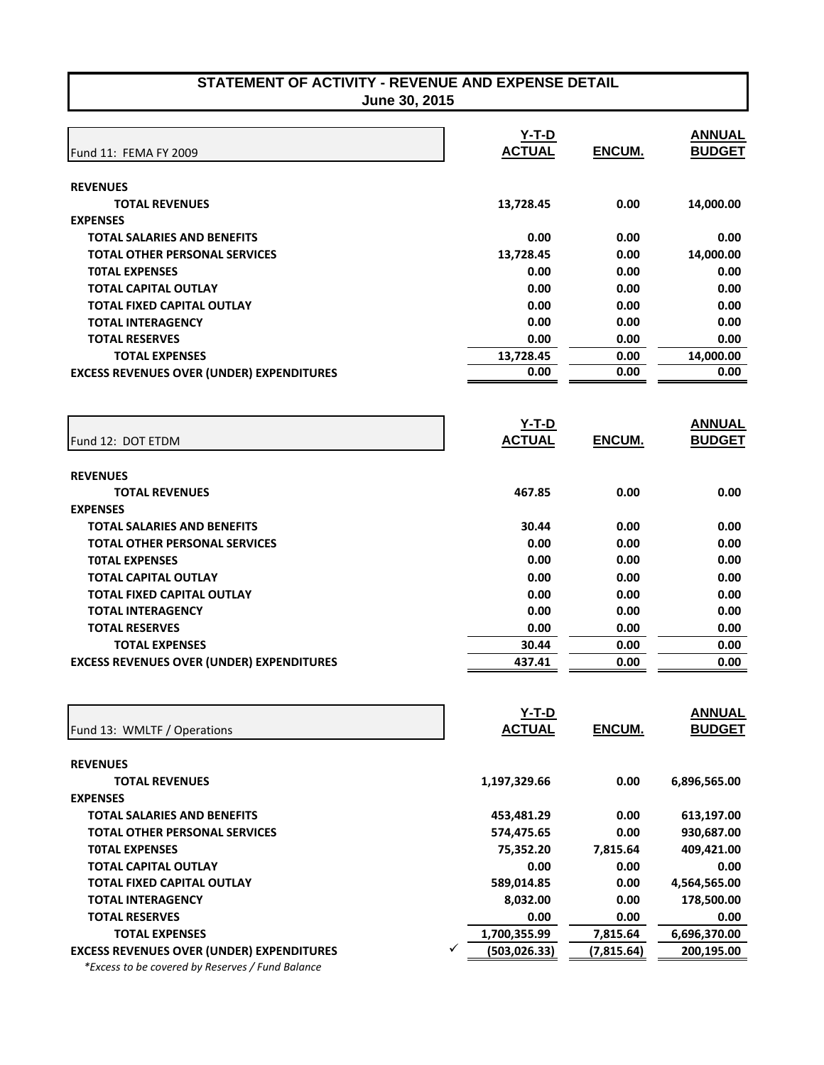# STATEMENT OF ACTIVITY - REVENUE AND EXPENSE DETAIL

**June 30, 2015**

| Fund 11: FEMA FY 2009 | Y-T-D ACTUAL | ENCUM. | ANNUAL BUDGET |
|---|---|---|---|
| **REVENUES** | | | |
| **TOTAL REVENUES** | 13,728.45 | 0.00 | 14,000.00 |
| **EXPENSES** | | | |
| **TOTAL SALARIES AND BENEFITS** | 0.00 | 0.00 | 0.00 |
| **TOTAL OTHER PERSONAL SERVICES** | 13,728.45 | 0.00 | 14,000.00 |
| **T0TAL EXPENSES** | 0.00 | 0.00 | 0.00 |
| **TOTAL CAPITAL OUTLAY** | 0.00 | 0.00 | 0.00 |
| **TOTAL FIXED CAPITAL OUTLAY** | 0.00 | 0.00 | 0.00 |
| **TOTAL INTERAGENCY** | 0.00 | 0.00 | 0.00 |
| **TOTAL RESERVES** | 0.00 | 0.00 | 0.00 |
| **TOTAL EXPENSES** | 13,728.45 | 0.00 | 14,000.00 |
| **EXCESS REVENUES OVER (UNDER) EXPENDITURES** | 0.00 | 0.00 | 0.00 |

| Fund 12: DOT ETDM | Y-T-D ACTUAL | ENCUM. | ANNUAL BUDGET |
|---|---|---|---|
| **REVENUES** | | | |
| **TOTAL REVENUES** | 467.85 | 0.00 | 0.00 |
| **EXPENSES** | | | |
| **TOTAL SALARIES AND BENEFITS** | 30.44 | 0.00 | 0.00 |
| **TOTAL OTHER PERSONAL SERVICES** | 0.00 | 0.00 | 0.00 |
| **T0TAL EXPENSES** | 0.00 | 0.00 | 0.00 |
| **TOTAL CAPITAL OUTLAY** | 0.00 | 0.00 | 0.00 |
| **TOTAL FIXED CAPITAL OUTLAY** | 0.00 | 0.00 | 0.00 |
| **TOTAL INTERAGENCY** | 0.00 | 0.00 | 0.00 |
| **TOTAL RESERVES** | 0.00 | 0.00 | 0.00 |
| **TOTAL EXPENSES** | 30.44 | 0.00 | 0.00 |
| **EXCESS REVENUES OVER (UNDER) EXPENDITURES** | 437.41 | 0.00 | 0.00 |

| Fund 13: WMLTF / Operations | Y-T-D ACTUAL | ENCUM. | ANNUAL BUDGET |
|---|---|---|---|
| **REVENUES** | | | |
| **TOTAL REVENUES** | 1,197,329.66 | 0.00 | 6,896,565.00 |
| **EXPENSES** | | | |
| **TOTAL SALARIES AND BENEFITS** | 453,481.29 | 0.00 | 613,197.00 |
| **TOTAL OTHER PERSONAL SERVICES** | 574,475.65 | 0.00 | 930,687.00 |
| **T0TAL EXPENSES** | 75,352.20 | 7,815.64 | 409,421.00 |
| **TOTAL CAPITAL OUTLAY** | 0.00 | 0.00 | 0.00 |
| **TOTAL FIXED CAPITAL OUTLAY** | 589,014.85 | 0.00 | 4,564,565.00 |
| **TOTAL INTERAGENCY** | 8,032.00 | 0.00 | 178,500.00 |
| **TOTAL RESERVES** | 0.00 | 0.00 | 0.00 |
| **TOTAL EXPENSES** | 1,700,355.99 | 7,815.64 | 6,696,370.00 |
| **EXCESS REVENUES OVER (UNDER) EXPENDITURES** ✓ | (503,026.33) | (7,815.64) | 200,195.00 |

*\*Excess to be covered by Reserves / Fund Balance*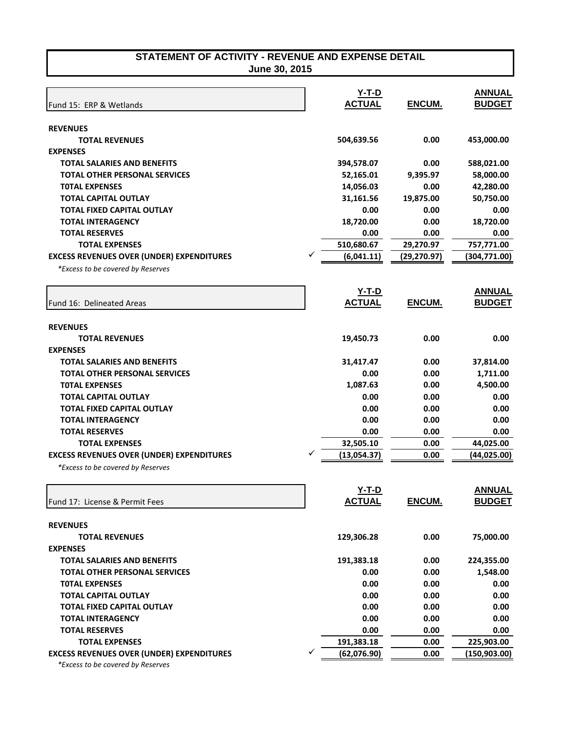# STATEMENT OF ACTIVITY - REVENUE AND EXPENSE DETAIL
## June 30, 2015

| Fund 15: ERP & Wetlands | | Y-T-D ACTUAL | ENCUM. | ANNUAL BUDGET |
|---|---|---|---|---|
| **REVENUES** | | | | |
| **TOTAL REVENUES** | | 504,639.56 | 0.00 | 453,000.00 |
| **EXPENSES** | | | | |
| **TOTAL SALARIES AND BENEFITS** | | 394,578.07 | 0.00 | 588,021.00 |
| **TOTAL OTHER PERSONAL SERVICES** | | 52,165.01 | 9,395.97 | 58,000.00 |
| **T0TAL EXPENSES** | | 14,056.03 | 0.00 | 42,280.00 |
| **TOTAL CAPITAL OUTLAY** | | 31,161.56 | 19,875.00 | 50,750.00 |
| **TOTAL FIXED CAPITAL OUTLAY** | | 0.00 | 0.00 | 0.00 |
| **TOTAL INTERAGENCY** | | 18,720.00 | 0.00 | 18,720.00 |
| **TOTAL RESERVES** | | 0.00 | 0.00 | 0.00 |
| **TOTAL EXPENSES** | | 510,680.67 | 29,270.97 | 757,771.00 |
| **EXCESS REVENUES OVER (UNDER) EXPENDITURES** | ✓ | (6,041.11) | (29,270.97) | (304,771.00) |

*\*Excess to be covered by Reserves*

| Fund 16: Delineated Areas | | Y-T-D ACTUAL | ENCUM. | ANNUAL BUDGET |
|---|---|---|---|---|
| **REVENUES** | | | | |
| **TOTAL REVENUES** | | 19,450.73 | 0.00 | 0.00 |
| **EXPENSES** | | | | |
| **TOTAL SALARIES AND BENEFITS** | | 31,417.47 | 0.00 | 37,814.00 |
| **TOTAL OTHER PERSONAL SERVICES** | | 0.00 | 0.00 | 1,711.00 |
| **T0TAL EXPENSES** | | 1,087.63 | 0.00 | 4,500.00 |
| **TOTAL CAPITAL OUTLAY** | | 0.00 | 0.00 | 0.00 |
| **TOTAL FIXED CAPITAL OUTLAY** | | 0.00 | 0.00 | 0.00 |
| **TOTAL INTERAGENCY** | | 0.00 | 0.00 | 0.00 |
| **TOTAL RESERVES** | | 0.00 | 0.00 | 0.00 |
| **TOTAL EXPENSES** | | 32,505.10 | 0.00 | 44,025.00 |
| **EXCESS REVENUES OVER (UNDER) EXPENDITURES** | ✓ | (13,054.37) | 0.00 | (44,025.00) |

*\*Excess to be covered by Reserves*

| Fund 17: License & Permit Fees | | Y-T-D ACTUAL | ENCUM. | ANNUAL BUDGET |
|---|---|---|---|---|
| **REVENUES** | | | | |
| **TOTAL REVENUES** | | 129,306.28 | 0.00 | 75,000.00 |
| **EXPENSES** | | | | |
| **TOTAL SALARIES AND BENEFITS** | | 191,383.18 | 0.00 | 224,355.00 |
| **TOTAL OTHER PERSONAL SERVICES** | | 0.00 | 0.00 | 1,548.00 |
| **T0TAL EXPENSES** | | 0.00 | 0.00 | 0.00 |
| **TOTAL CAPITAL OUTLAY** | | 0.00 | 0.00 | 0.00 |
| **TOTAL FIXED CAPITAL OUTLAY** | | 0.00 | 0.00 | 0.00 |
| **TOTAL INTERAGENCY** | | 0.00 | 0.00 | 0.00 |
| **TOTAL RESERVES** | | 0.00 | 0.00 | 0.00 |
| **TOTAL EXPENSES** | | 191,383.18 | 0.00 | 225,903.00 |
| **EXCESS REVENUES OVER (UNDER) EXPENDITURES** | ✓ | (62,076.90) | 0.00 | (150,903.00) |

*\*Excess to be covered by Reserves*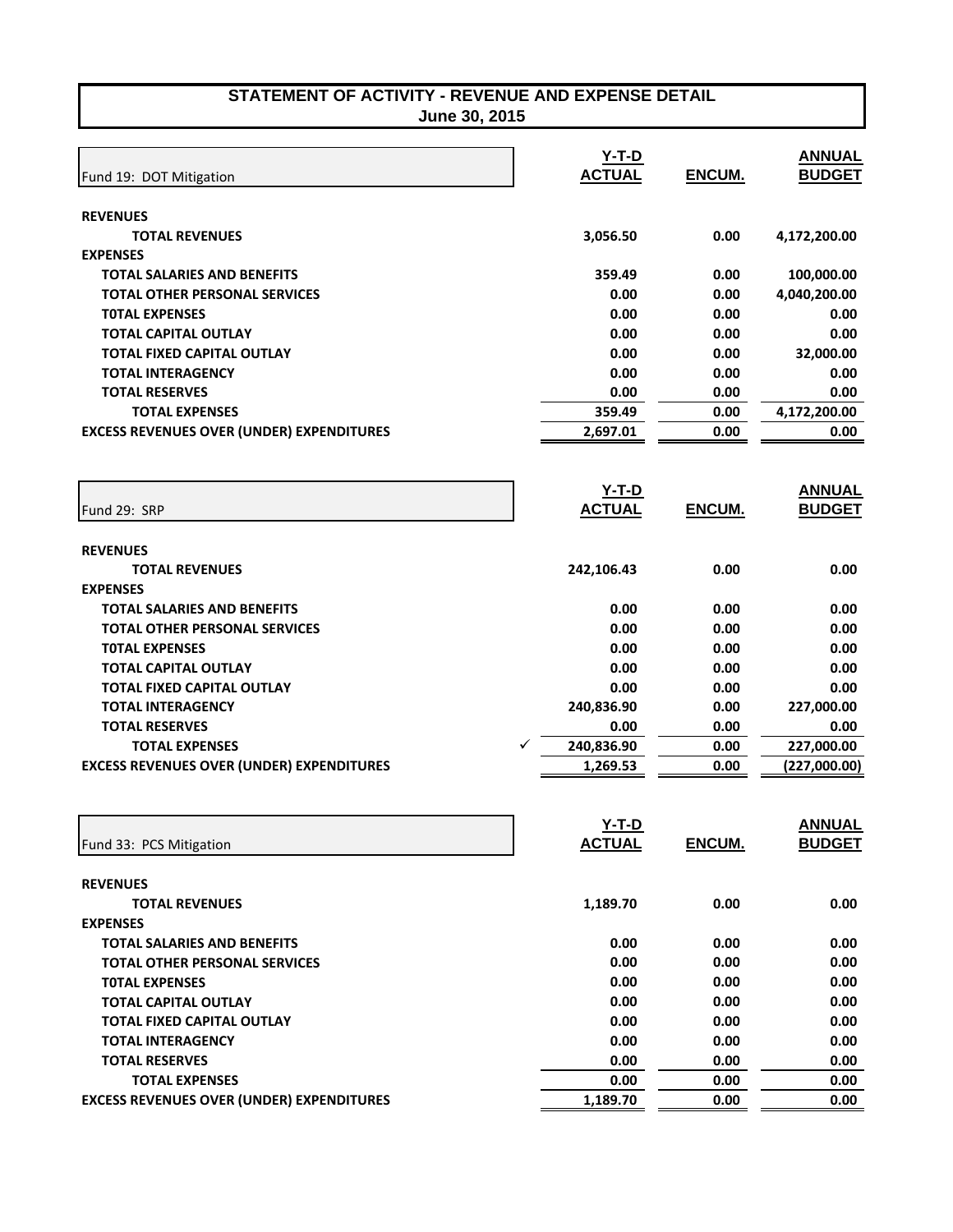# STATEMENT OF ACTIVITY - REVENUE AND EXPENSE DETAIL
## June 30, 2015

| Fund 19: DOT Mitigation | Y-T-D ACTUAL | ENCUM. | ANNUAL BUDGET |
|---|---|---|---|
| **REVENUES** | | | |
| **TOTAL REVENUES** | 3,056.50 | 0.00 | 4,172,200.00 |
| **EXPENSES** | | | |
| **TOTAL SALARIES AND BENEFITS** | 359.49 | 0.00 | 100,000.00 |
| **TOTAL OTHER PERSONAL SERVICES** | 0.00 | 0.00 | 4,040,200.00 |
| **T0TAL EXPENSES** | 0.00 | 0.00 | 0.00 |
| **TOTAL CAPITAL OUTLAY** | 0.00 | 0.00 | 0.00 |
| **TOTAL FIXED CAPITAL OUTLAY** | 0.00 | 0.00 | 32,000.00 |
| **TOTAL INTERAGENCY** | 0.00 | 0.00 | 0.00 |
| **TOTAL RESERVES** | 0.00 | 0.00 | 0.00 |
| **TOTAL EXPENSES** | 359.49 | 0.00 | 4,172,200.00 |
| **EXCESS REVENUES OVER (UNDER) EXPENDITURES** | 2,697.01 | 0.00 | 0.00 |

| Fund 29: SRP | Y-T-D ACTUAL | ENCUM. | ANNUAL BUDGET |
|---|---|---|---|
| **REVENUES** | | | |
| **TOTAL REVENUES** | 242,106.43 | 0.00 | 0.00 |
| **EXPENSES** | | | |
| **TOTAL SALARIES AND BENEFITS** | 0.00 | 0.00 | 0.00 |
| **TOTAL OTHER PERSONAL SERVICES** | 0.00 | 0.00 | 0.00 |
| **T0TAL EXPENSES** | 0.00 | 0.00 | 0.00 |
| **TOTAL CAPITAL OUTLAY** | 0.00 | 0.00 | 0.00 |
| **TOTAL FIXED CAPITAL OUTLAY** | 0.00 | 0.00 | 0.00 |
| **TOTAL INTERAGENCY** | 240,836.90 | 0.00 | 227,000.00 |
| **TOTAL RESERVES** | 0.00 | 0.00 | 0.00 |
| **TOTAL EXPENSES** ✓ | 240,836.90 | 0.00 | 227,000.00 |
| **EXCESS REVENUES OVER (UNDER) EXPENDITURES** | 1,269.53 | 0.00 | (227,000.00) |

| Fund 33: PCS Mitigation | Y-T-D ACTUAL | ENCUM. | ANNUAL BUDGET |
|---|---|---|---|
| **REVENUES** | | | |
| **TOTAL REVENUES** | 1,189.70 | 0.00 | 0.00 |
| **EXPENSES** | | | |
| **TOTAL SALARIES AND BENEFITS** | 0.00 | 0.00 | 0.00 |
| **TOTAL OTHER PERSONAL SERVICES** | 0.00 | 0.00 | 0.00 |
| **T0TAL EXPENSES** | 0.00 | 0.00 | 0.00 |
| **TOTAL CAPITAL OUTLAY** | 0.00 | 0.00 | 0.00 |
| **TOTAL FIXED CAPITAL OUTLAY** | 0.00 | 0.00 | 0.00 |
| **TOTAL INTERAGENCY** | 0.00 | 0.00 | 0.00 |
| **TOTAL RESERVES** | 0.00 | 0.00 | 0.00 |
| **TOTAL EXPENSES** | 0.00 | 0.00 | 0.00 |
| **EXCESS REVENUES OVER (UNDER) EXPENDITURES** | 1,189.70 | 0.00 | 0.00 |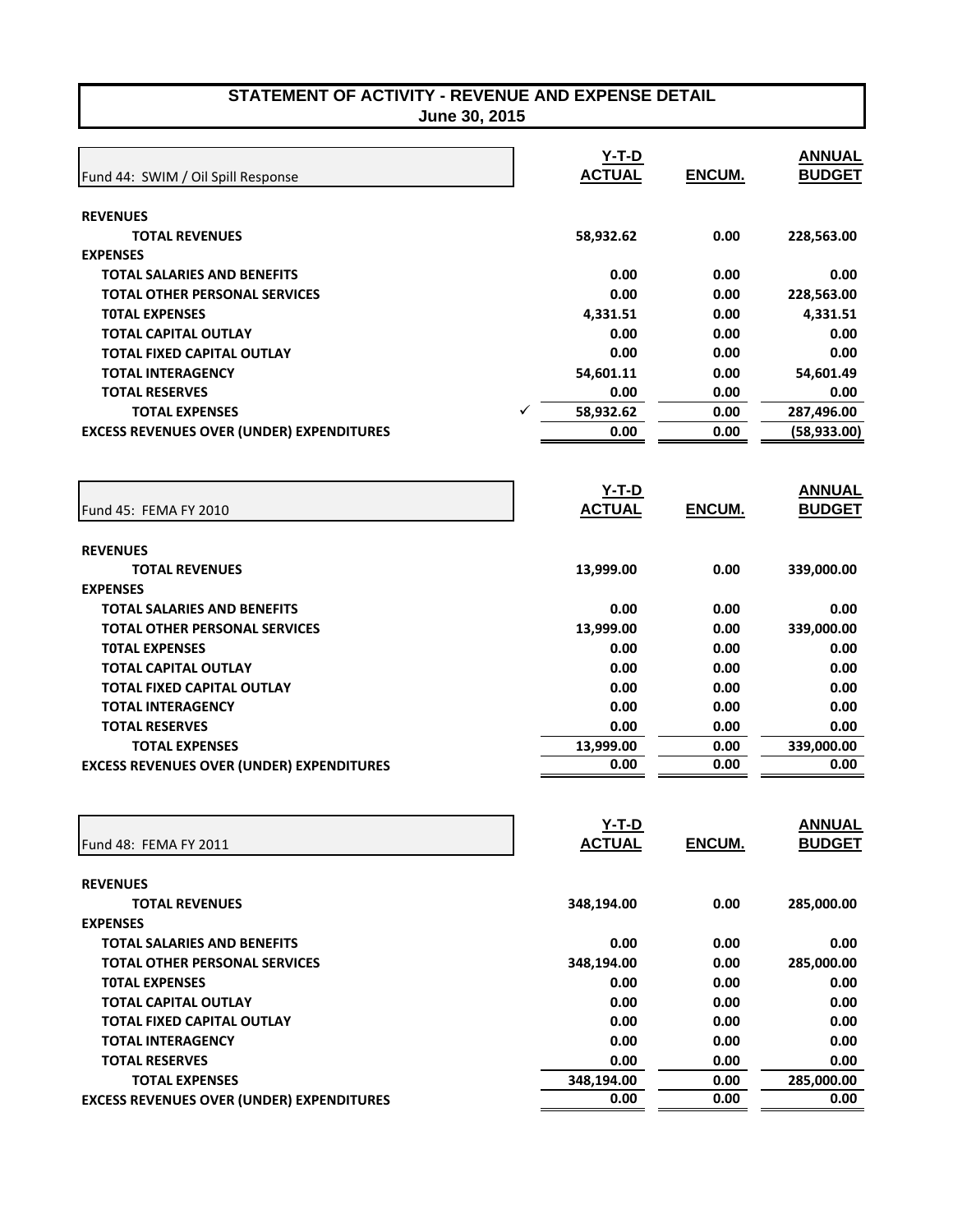# STATEMENT OF ACTIVITY - REVENUE AND EXPENSE DETAIL
## June 30, 2015

| Fund 44: SWIM / Oil Spill Response | Y-T-D ACTUAL | ENCUM. | ANNUAL BUDGET |
|---|---|---|---|
| **REVENUES** | | | |
| **TOTAL REVENUES** | 58,932.62 | 0.00 | 228,563.00 |
| **EXPENSES** | | | |
| **TOTAL SALARIES AND BENEFITS** | 0.00 | 0.00 | 0.00 |
| **TOTAL OTHER PERSONAL SERVICES** | 0.00 | 0.00 | 228,563.00 |
| **T0TAL EXPENSES** | 4,331.51 | 0.00 | 4,331.51 |
| **TOTAL CAPITAL OUTLAY** | 0.00 | 0.00 | 0.00 |
| **TOTAL FIXED CAPITAL OUTLAY** | 0.00 | 0.00 | 0.00 |
| **TOTAL INTERAGENCY** | 54,601.11 | 0.00 | 54,601.49 |
| **TOTAL RESERVES** | 0.00 | 0.00 | 0.00 |
| **TOTAL EXPENSES** ✓ | 58,932.62 | 0.00 | 287,496.00 |
| **EXCESS REVENUES OVER (UNDER) EXPENDITURES** | 0.00 | 0.00 | (58,933.00) |

| Fund 45: FEMA FY 2010 | Y-T-D ACTUAL | ENCUM. | ANNUAL BUDGET |
|---|---|---|---|
| **REVENUES** | | | |
| **TOTAL REVENUES** | 13,999.00 | 0.00 | 339,000.00 |
| **EXPENSES** | | | |
| **TOTAL SALARIES AND BENEFITS** | 0.00 | 0.00 | 0.00 |
| **TOTAL OTHER PERSONAL SERVICES** | 13,999.00 | 0.00 | 339,000.00 |
| **T0TAL EXPENSES** | 0.00 | 0.00 | 0.00 |
| **TOTAL CAPITAL OUTLAY** | 0.00 | 0.00 | 0.00 |
| **TOTAL FIXED CAPITAL OUTLAY** | 0.00 | 0.00 | 0.00 |
| **TOTAL INTERAGENCY** | 0.00 | 0.00 | 0.00 |
| **TOTAL RESERVES** | 0.00 | 0.00 | 0.00 |
| **TOTAL EXPENSES** | 13,999.00 | 0.00 | 339,000.00 |
| **EXCESS REVENUES OVER (UNDER) EXPENDITURES** | 0.00 | 0.00 | 0.00 |

| Fund 48: FEMA FY 2011 | Y-T-D ACTUAL | ENCUM. | ANNUAL BUDGET |
|---|---|---|---|
| **REVENUES** | | | |
| **TOTAL REVENUES** | 348,194.00 | 0.00 | 285,000.00 |
| **EXPENSES** | | | |
| **TOTAL SALARIES AND BENEFITS** | 0.00 | 0.00 | 0.00 |
| **TOTAL OTHER PERSONAL SERVICES** | 348,194.00 | 0.00 | 285,000.00 |
| **T0TAL EXPENSES** | 0.00 | 0.00 | 0.00 |
| **TOTAL CAPITAL OUTLAY** | 0.00 | 0.00 | 0.00 |
| **TOTAL FIXED CAPITAL OUTLAY** | 0.00 | 0.00 | 0.00 |
| **TOTAL INTERAGENCY** | 0.00 | 0.00 | 0.00 |
| **TOTAL RESERVES** | 0.00 | 0.00 | 0.00 |
| **TOTAL EXPENSES** | 348,194.00 | 0.00 | 285,000.00 |
| **EXCESS REVENUES OVER (UNDER) EXPENDITURES** | 0.00 | 0.00 | 0.00 |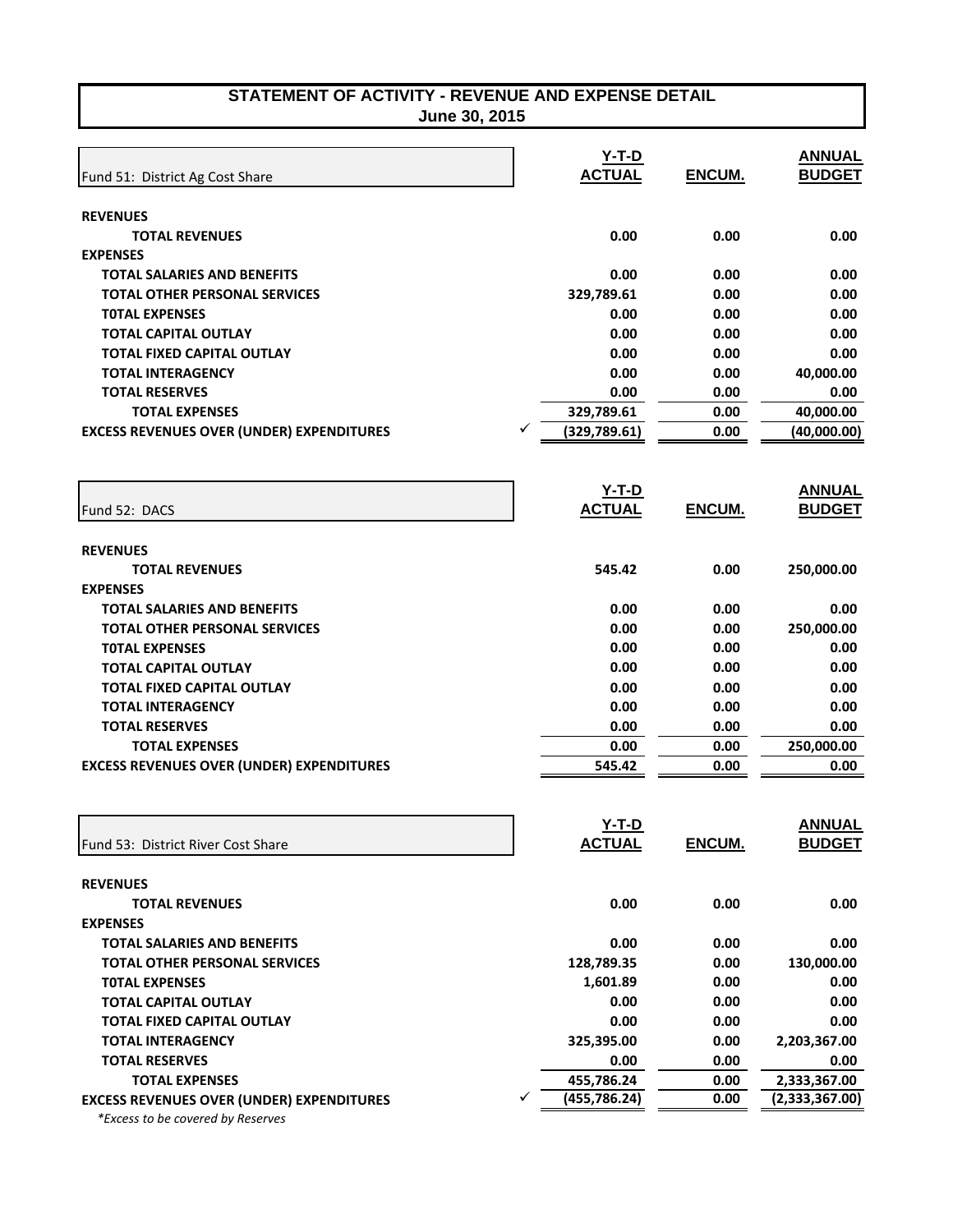# STATEMENT OF ACTIVITY - REVENUE AND EXPENSE DETAIL
## June 30, 2015

| Fund 51: District Ag Cost Share | Y-T-D ACTUAL | ENCUM. | ANNUAL BUDGET |
|---|---|---|---|
| **REVENUES** | | | |
| **TOTAL REVENUES** | 0.00 | 0.00 | 0.00 |
| **EXPENSES** | | | |
| **TOTAL SALARIES AND BENEFITS** | 0.00 | 0.00 | 0.00 |
| **TOTAL OTHER PERSONAL SERVICES** | 329,789.61 | 0.00 | 0.00 |
| **T0TAL EXPENSES** | 0.00 | 0.00 | 0.00 |
| **TOTAL CAPITAL OUTLAY** | 0.00 | 0.00 | 0.00 |
| **TOTAL FIXED CAPITAL OUTLAY** | 0.00 | 0.00 | 0.00 |
| **TOTAL INTERAGENCY** | 0.00 | 0.00 | 40,000.00 |
| **TOTAL RESERVES** | 0.00 | 0.00 | 0.00 |
| **TOTAL EXPENSES** | 329,789.61 | 0.00 | 40,000.00 |
| **EXCESS REVENUES OVER (UNDER) EXPENDITURES** | ✓ (329,789.61) | 0.00 | (40,000.00) |

| Fund 52: DACS | Y-T-D ACTUAL | ENCUM. | ANNUAL BUDGET |
|---|---|---|---|
| **REVENUES** | | | |
| **TOTAL REVENUES** | 545.42 | 0.00 | 250,000.00 |
| **EXPENSES** | | | |
| **TOTAL SALARIES AND BENEFITS** | 0.00 | 0.00 | 0.00 |
| **TOTAL OTHER PERSONAL SERVICES** | 0.00 | 0.00 | 250,000.00 |
| **T0TAL EXPENSES** | 0.00 | 0.00 | 0.00 |
| **TOTAL CAPITAL OUTLAY** | 0.00 | 0.00 | 0.00 |
| **TOTAL FIXED CAPITAL OUTLAY** | 0.00 | 0.00 | 0.00 |
| **TOTAL INTERAGENCY** | 0.00 | 0.00 | 0.00 |
| **TOTAL RESERVES** | 0.00 | 0.00 | 0.00 |
| **TOTAL EXPENSES** | 0.00 | 0.00 | 250,000.00 |
| **EXCESS REVENUES OVER (UNDER) EXPENDITURES** | 545.42 | 0.00 | 0.00 |

| Fund 53: District River Cost Share | Y-T-D ACTUAL | ENCUM. | ANNUAL BUDGET |
|---|---|---|---|
| **REVENUES** | | | |
| **TOTAL REVENUES** | 0.00 | 0.00 | 0.00 |
| **EXPENSES** | | | |
| **TOTAL SALARIES AND BENEFITS** | 0.00 | 0.00 | 0.00 |
| **TOTAL OTHER PERSONAL SERVICES** | 128,789.35 | 0.00 | 130,000.00 |
| **T0TAL EXPENSES** | 1,601.89 | 0.00 | 0.00 |
| **TOTAL CAPITAL OUTLAY** | 0.00 | 0.00 | 0.00 |
| **TOTAL FIXED CAPITAL OUTLAY** | 0.00 | 0.00 | 0.00 |
| **TOTAL INTERAGENCY** | 325,395.00 | 0.00 | 2,203,367.00 |
| **TOTAL RESERVES** | 0.00 | 0.00 | 0.00 |
| **TOTAL EXPENSES** | 455,786.24 | 0.00 | 2,333,367.00 |
| **EXCESS REVENUES OVER (UNDER) EXPENDITURES** | ✓ (455,786.24) | 0.00 | (2,333,367.00) |

*\*Excess to be covered by Reserves*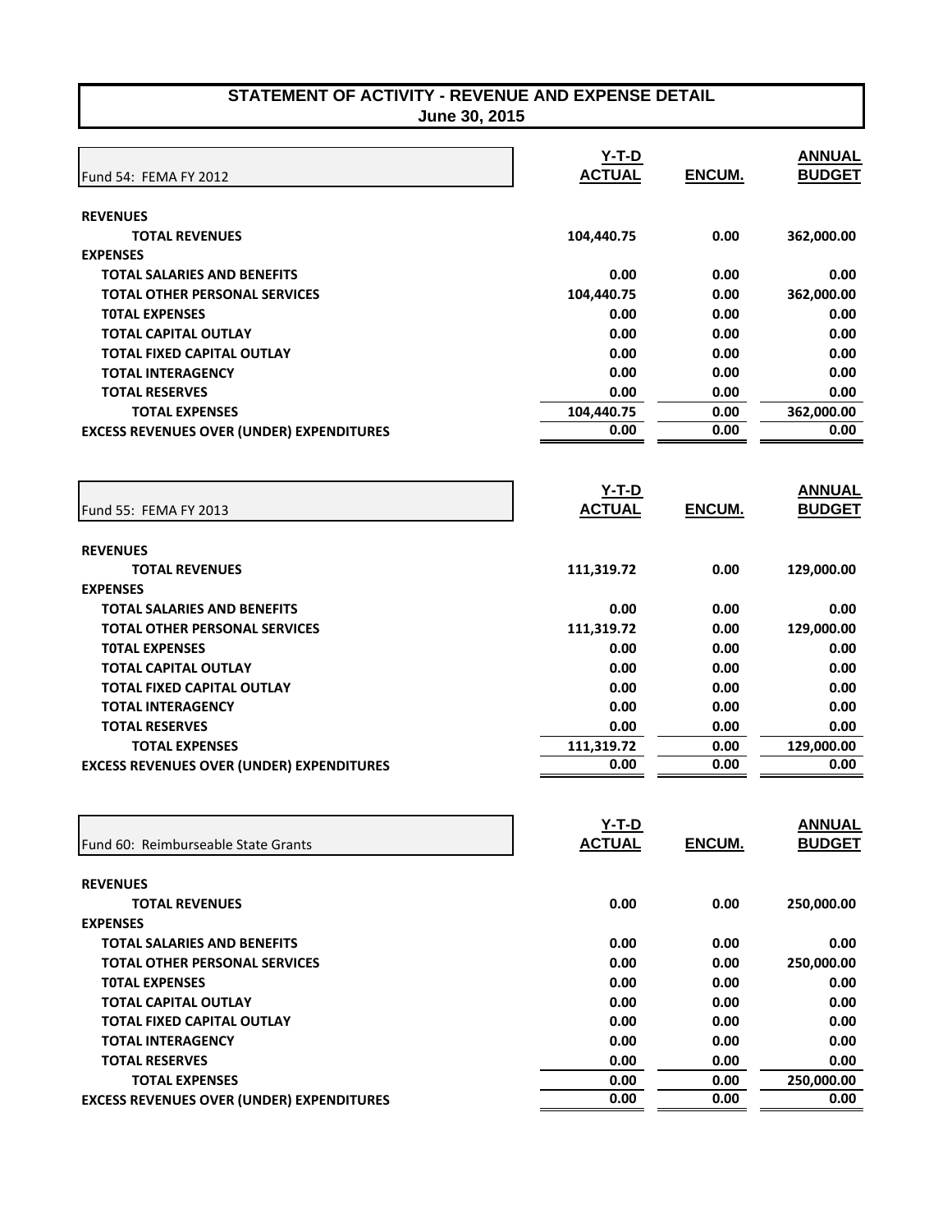# STATEMENT OF ACTIVITY - REVENUE AND EXPENSE DETAIL
## June 30, 2015

| Fund 54: FEMA FY 2012 | Y-T-D ACTUAL | ENCUM. | ANNUAL BUDGET |
|---|---|---|---|
| **REVENUES** | | | |
| **TOTAL REVENUES** | 104,440.75 | 0.00 | 362,000.00 |
| **EXPENSES** | | | |
| **TOTAL SALARIES AND BENEFITS** | 0.00 | 0.00 | 0.00 |
| **TOTAL OTHER PERSONAL SERVICES** | 104,440.75 | 0.00 | 362,000.00 |
| **TOTAL EXPENSES** | 0.00 | 0.00 | 0.00 |
| **TOTAL CAPITAL OUTLAY** | 0.00 | 0.00 | 0.00 |
| **TOTAL FIXED CAPITAL OUTLAY** | 0.00 | 0.00 | 0.00 |
| **TOTAL INTERAGENCY** | 0.00 | 0.00 | 0.00 |
| **TOTAL RESERVES** | 0.00 | 0.00 | 0.00 |
| **TOTAL EXPENSES** | 104,440.75 | 0.00 | 362,000.00 |
| **EXCESS REVENUES OVER (UNDER) EXPENDITURES** | 0.00 | 0.00 | 0.00 |

| Fund 55: FEMA FY 2013 | Y-T-D ACTUAL | ENCUM. | ANNUAL BUDGET |
|---|---|---|---|
| **REVENUES** | | | |
| **TOTAL REVENUES** | 111,319.72 | 0.00 | 129,000.00 |
| **EXPENSES** | | | |
| **TOTAL SALARIES AND BENEFITS** | 0.00 | 0.00 | 0.00 |
| **TOTAL OTHER PERSONAL SERVICES** | 111,319.72 | 0.00 | 129,000.00 |
| **TOTAL EXPENSES** | 0.00 | 0.00 | 0.00 |
| **TOTAL CAPITAL OUTLAY** | 0.00 | 0.00 | 0.00 |
| **TOTAL FIXED CAPITAL OUTLAY** | 0.00 | 0.00 | 0.00 |
| **TOTAL INTERAGENCY** | 0.00 | 0.00 | 0.00 |
| **TOTAL RESERVES** | 0.00 | 0.00 | 0.00 |
| **TOTAL EXPENSES** | 111,319.72 | 0.00 | 129,000.00 |
| **EXCESS REVENUES OVER (UNDER) EXPENDITURES** | 0.00 | 0.00 | 0.00 |

| Fund 60: Reimburseable State Grants | Y-T-D ACTUAL | ENCUM. | ANNUAL BUDGET |
|---|---|---|---|
| **REVENUES** | | | |
| **TOTAL REVENUES** | 0.00 | 0.00 | 250,000.00 |
| **EXPENSES** | | | |
| **TOTAL SALARIES AND BENEFITS** | 0.00 | 0.00 | 0.00 |
| **TOTAL OTHER PERSONAL SERVICES** | 0.00 | 0.00 | 250,000.00 |
| **TOTAL EXPENSES** | 0.00 | 0.00 | 0.00 |
| **TOTAL CAPITAL OUTLAY** | 0.00 | 0.00 | 0.00 |
| **TOTAL FIXED CAPITAL OUTLAY** | 0.00 | 0.00 | 0.00 |
| **TOTAL INTERAGENCY** | 0.00 | 0.00 | 0.00 |
| **TOTAL RESERVES** | 0.00 | 0.00 | 0.00 |
| **TOTAL EXPENSES** | 0.00 | 0.00 | 250,000.00 |
| **EXCESS REVENUES OVER (UNDER) EXPENDITURES** | 0.00 | 0.00 | 0.00 |